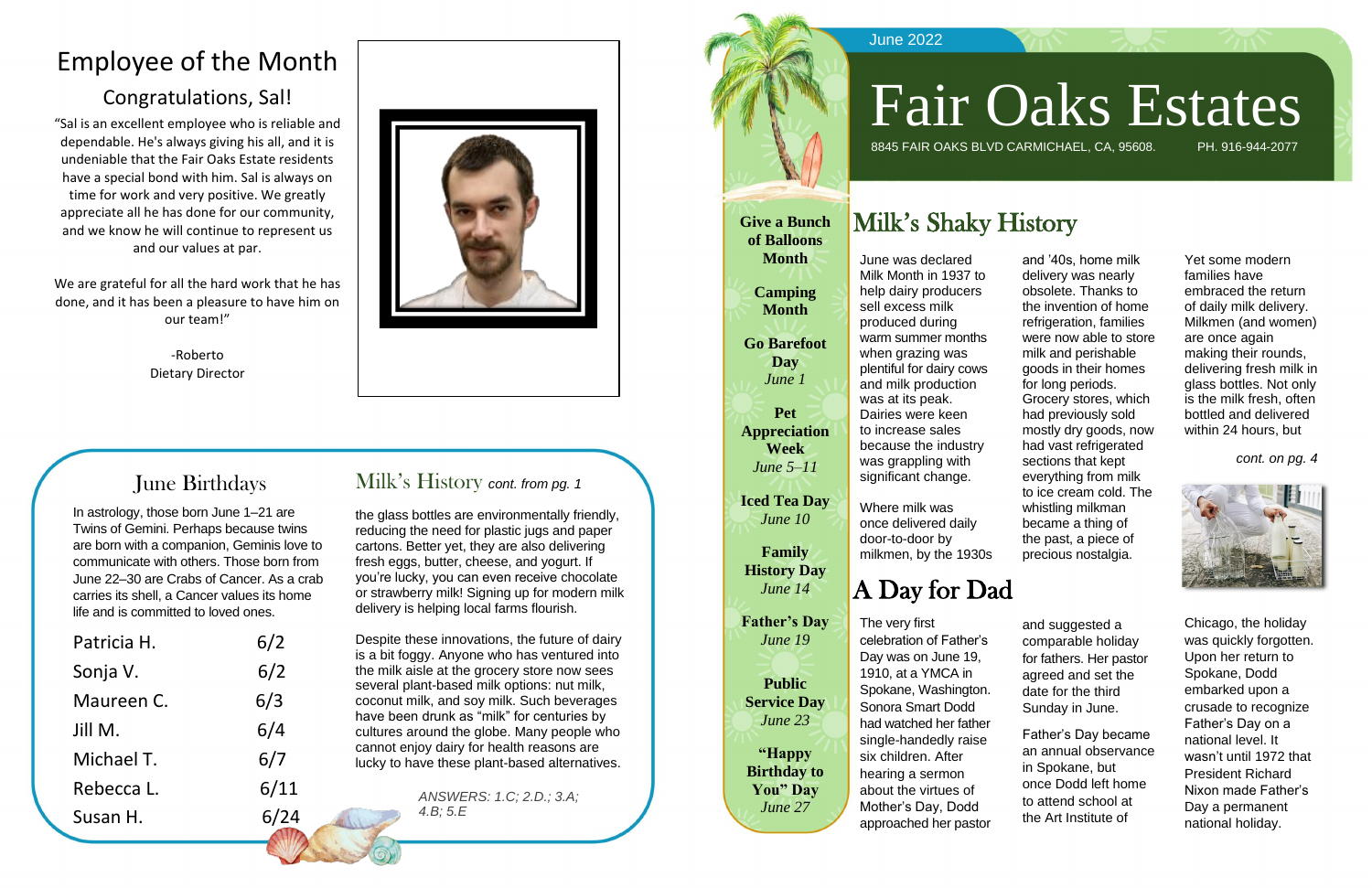June 2022

# Fair Oaks Estates

8845 FAIR OAKS BLVD CARMICHAEL, CA, 95608. PH. 916-944-2077

**Give a Bunch of Balloons Month**

**Camping Month**

**Go Barefoot Day**
*June 1*

**Pet Appreciation Week**
*June 5–11*

**Iced Tea Day**
*June 10*

**Family History Day**
*June 14*

**Father's Day**
*June 19*

**Public Service Day**
*June 23*

**"Happy Birthday to You" Day**
*June 27*

## Milk's Shaky History

June was declared Milk Month in 1937 to help dairy producers sell excess milk produced during warm summer months when grazing was plentiful for dairy cows and milk production was at its peak. Dairies were keen to increase sales because the industry was grappling with significant change.

Where milk was once delivered daily door-to-door by milkmen, by the 1930s and '40s, home milk delivery was nearly obsolete. Thanks to the invention of home refrigeration, families were now able to store milk and perishable goods in their homes for long periods. Grocery stores, which had previously sold mostly dry goods, now had vast refrigerated sections that kept everything from milk to ice cream cold. The whistling milkman became a thing of the past, a piece of precious nostalgia.

Yet some modern families have embraced the return of daily milk delivery. Milkmen (and women) are once again making their rounds, delivering fresh milk in glass bottles. Not only is the milk fresh, often bottled and delivered within 24 hours, but

*cont. on pg. 4*

## A Day for Dad

The very first celebration of Father's Day was on June 19, 1910, at a YMCA in Spokane, Washington. Sonora Smart Dodd had watched her father single-handedly raise six children. After hearing a sermon about the virtues of Mother's Day, Dodd approached her pastor and suggested a comparable holiday for fathers. Her pastor agreed and set the date for the third Sunday in June.

Father's Day became an annual observance in Spokane, but once Dodd left home to attend school at the Art Institute of Chicago, the holiday was quickly forgotten. Upon her return to Spokane, Dodd embarked upon a crusade to recognize Father's Day on a national level. It wasn't until 1972 that President Richard Nixon made Father's Day a permanent national holiday.

# Employee of the Month

## Congratulations, Sal!

"Sal is an excellent employee who is reliable and dependable. He's always giving his all, and it is undeniable that the Fair Oaks Estate residents have a special bond with him. Sal is always on time for work and very positive. We greatly appreciate all he has done for our community, and we know he will continue to represent us and our values at par.

We are grateful for all the hard work that he has done, and it has been a pleasure to have him on our team!"

-Roberto
Dietary Director

## June Birthdays

In astrology, those born June 1–21 are Twins of Gemini. Perhaps because twins are born with a companion, Geminis love to communicate with others. Those born from June 22–30 are Crabs of Cancer. As a crab carries its shell, a Cancer values its home life and is committed to loved ones.

| Name | Date |
|---|---|
| Patricia H. | 6/2 |
| Sonja V. | 6/2 |
| Maureen C. | 6/3 |
| Jill M. | 6/4 |
| Michael T. | 6/7 |
| Rebecca L. | 6/11 |
| Susan H. | 6/24 |

## Milk's History *cont. from pg. 1*

the glass bottles are environmentally friendly, reducing the need for plastic jugs and paper cartons. Better yet, they are also delivering fresh eggs, butter, cheese, and yogurt. If you're lucky, you can even receive chocolate or strawberry milk! Signing up for modern milk delivery is helping local farms flourish.

Despite these innovations, the future of dairy is a bit foggy. Anyone who has ventured into the milk aisle at the grocery store now sees several plant-based milk options: nut milk, coconut milk, and soy milk. Such beverages have been drunk as "milk" for centuries by cultures around the globe. Many people who cannot enjoy dairy for health reasons are lucky to have these plant-based alternatives.

*ANSWERS: 1.C; 2.D.; 3.A; 4.B; 5.E*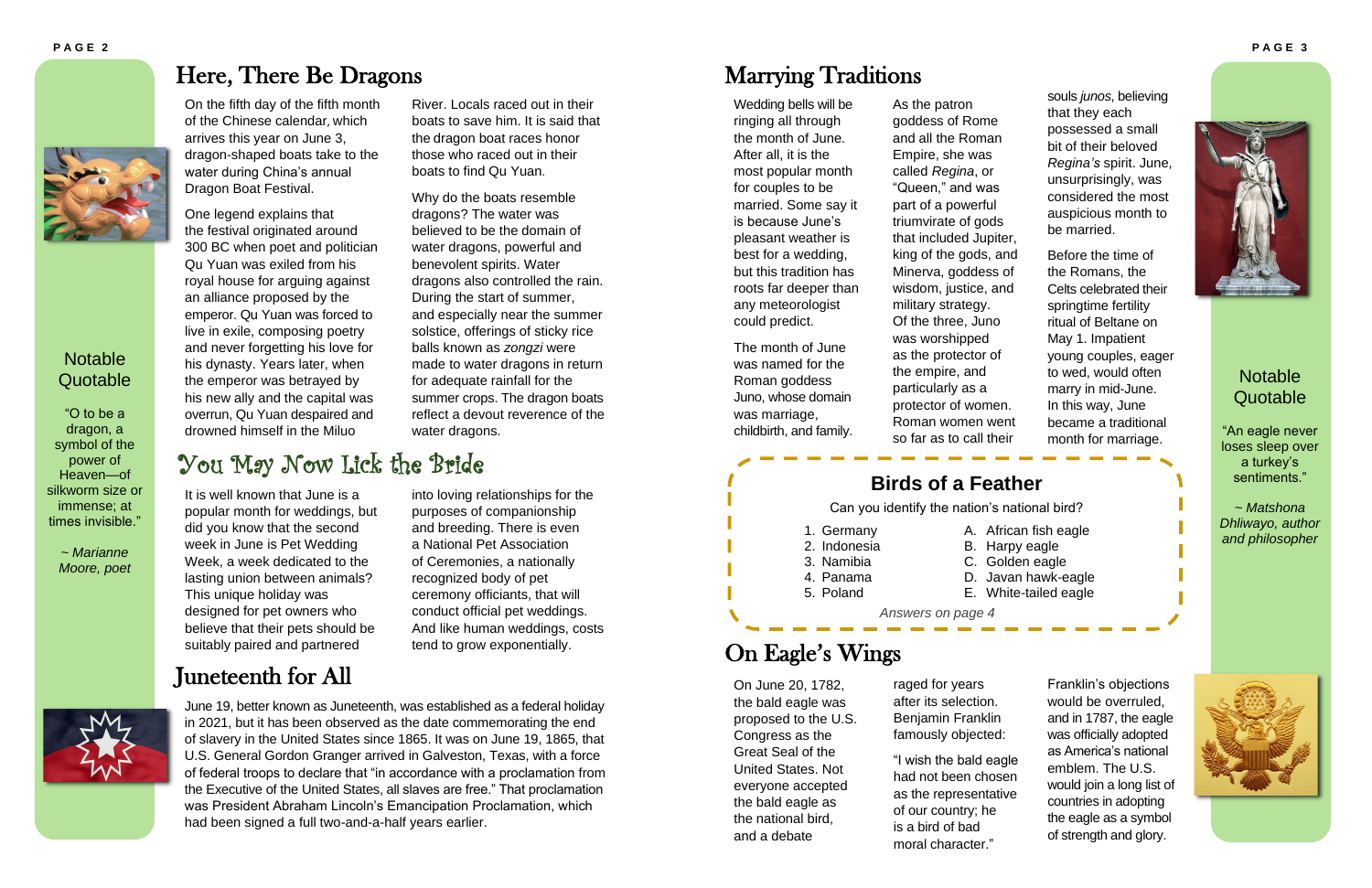# Here, There Be Dragons

On the fifth day of the fifth month of the Chinese calendar, which arrives this year on June 3, dragon-shaped boats take to the water during China's annual Dragon Boat Festival.

One legend explains that the festival originated around 300 BC when poet and politician Qu Yuan was exiled from his royal house for arguing against an alliance proposed by the emperor. Qu Yuan was forced to live in exile, composing poetry and never forgetting his love for his dynasty. Years later, when the emperor was betrayed by his new ally and the capital was overrun, Qu Yuan despaired and drowned himself in the Miluo River. Locals raced out in their boats to save him. It is said that the dragon boat races honor those who raced out in their boats to find Qu Yuan.

Why do the boats resemble dragons? The water was believed to be the domain of water dragons, powerful and benevolent spirits. Water dragons also controlled the rain. During the start of summer, and especially near the summer solstice, offerings of sticky rice balls known as *zongzi* were made to water dragons in return for adequate rainfall for the summer crops. The dragon boats reflect a devout reverence of the water dragons.

## Notable Quotable

"O to be a dragon, a symbol of the power of Heaven—of silkworm size or immense; at times invisible."

*~ Marianne Moore, poet*

# You May Now Lick the Bride

It is well known that June is a popular month for weddings, but did you know that the second week in June is Pet Wedding Week, a week dedicated to the lasting union between animals? This unique holiday was designed for pet owners who believe that their pets should be suitably paired and partnered into loving relationships for the purposes of companionship and breeding. There is even a National Pet Association of Ceremonies, a nationally recognized body of pet ceremony officiants, that will conduct official pet weddings. And like human weddings, costs tend to grow exponentially.

# Juneteenth for All

June 19, better known as Juneteenth, was established as a federal holiday in 2021, but it has been observed as the date commemorating the end of slavery in the United States since 1865. It was on June 19, 1865, that U.S. General Gordon Granger arrived in Galveston, Texas, with a force of federal troops to declare that "in accordance with a proclamation from the Executive of the United States, all slaves are free." That proclamation was President Abraham Lincoln's Emancipation Proclamation, which had been signed a full two-and-a-half years earlier.

# Marrying Traditions

Wedding bells will be ringing all through the month of June. After all, it is the most popular month for couples to be married. Some say it is because June's pleasant weather is best for a wedding, but this tradition has roots far deeper than any meteorologist could predict.

The month of June was named for the Roman goddess Juno, whose domain was marriage, childbirth, and family. As the patron goddess of Rome and all the Roman Empire, she was called *Regina*, or "Queen," and was part of a powerful triumvirate of gods that included Jupiter, king of the gods, and Minerva, goddess of wisdom, justice, and military strategy. Of the three, Juno was worshipped as the protector of the empire, and particularly as a protector of women. Roman women went so far as to call their souls *junos*, believing that they each possessed a small bit of their beloved *Regina's* spirit. June, unsurprisingly, was considered the most auspicious month to be married.

Before the time of the Romans, the Celts celebrated their springtime fertility ritual of Beltane on May 1. Impatient young couples, eager to wed, would often marry in mid-June. In this way, June became a traditional month for marriage.

## Birds of a Feather

Can you identify the nation's national bird?

1. Germany
2. Indonesia
3. Namibia
4. Panama
5. Poland

A. African fish eagle
B. Harpy eagle
C. Golden eagle
D. Javan hawk-eagle
E. White-tailed eagle

*Answers on page 4*

# On Eagle's Wings

On June 20, 1782, the bald eagle was proposed to the U.S. Congress as the Great Seal of the United States. Not everyone accepted the bald eagle as the national bird, and a debate raged for years after its selection. Benjamin Franklin famously objected:

"I wish the bald eagle had not been chosen as the representative of our country; he is a bird of bad moral character."

Franklin's objections would be overruled, and in 1787, the eagle was officially adopted as America's national emblem. The U.S. would join a long list of countries in adopting the eagle as a symbol of strength and glory.

## Notable Quotable

"An eagle never loses sleep over a turkey's sentiments."

*~ Matshona Dhliwayo, author and philosopher*